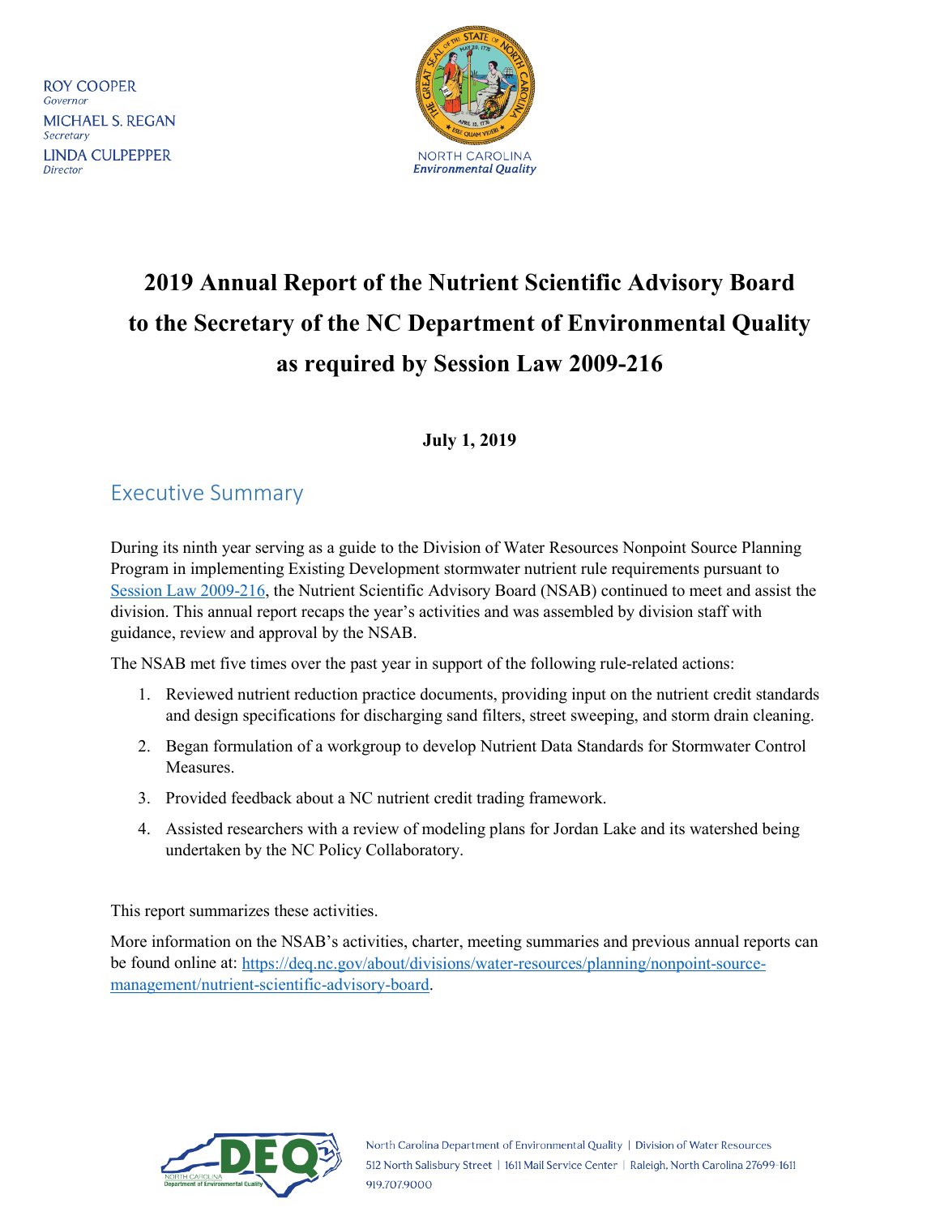ROY COOPER
*Governor*
MICHAEL S. REGAN
*Secretary*
LINDA CULPEPPER
*Director*

NORTH CAROLINA
*Environmental Quality*

# 2019 Annual Report of the Nutrient Scientific Advisory Board to the Secretary of the NC Department of Environmental Quality as required by Session Law 2009-216

**July 1, 2019**

## Executive Summary

During its ninth year serving as a guide to the Division of Water Resources Nonpoint Source Planning Program in implementing Existing Development stormwater nutrient rule requirements pursuant to Session Law 2009-216, the Nutrient Scientific Advisory Board (NSAB) continued to meet and assist the division. This annual report recaps the year's activities and was assembled by division staff with guidance, review and approval by the NSAB.

The NSAB met five times over the past year in support of the following rule-related actions:

1. Reviewed nutrient reduction practice documents, providing input on the nutrient credit standards and design specifications for discharging sand filters, street sweeping, and storm drain cleaning.
2. Began formulation of a workgroup to develop Nutrient Data Standards for Stormwater Control Measures.
3. Provided feedback about a NC nutrient credit trading framework.
4. Assisted researchers with a review of modeling plans for Jordan Lake and its watershed being undertaken by the NC Policy Collaboratory.

This report summarizes these activities.

More information on the NSAB's activities, charter, meeting summaries and previous annual reports can be found online at: https://deq.nc.gov/about/divisions/water-resources/planning/nonpoint-source-management/nutrient-scientific-advisory-board.

North Carolina Department of Environmental Quality | Division of Water Resources
512 North Salisbury Street | 1611 Mail Service Center | Raleigh, North Carolina 27699-1611
919.707.9000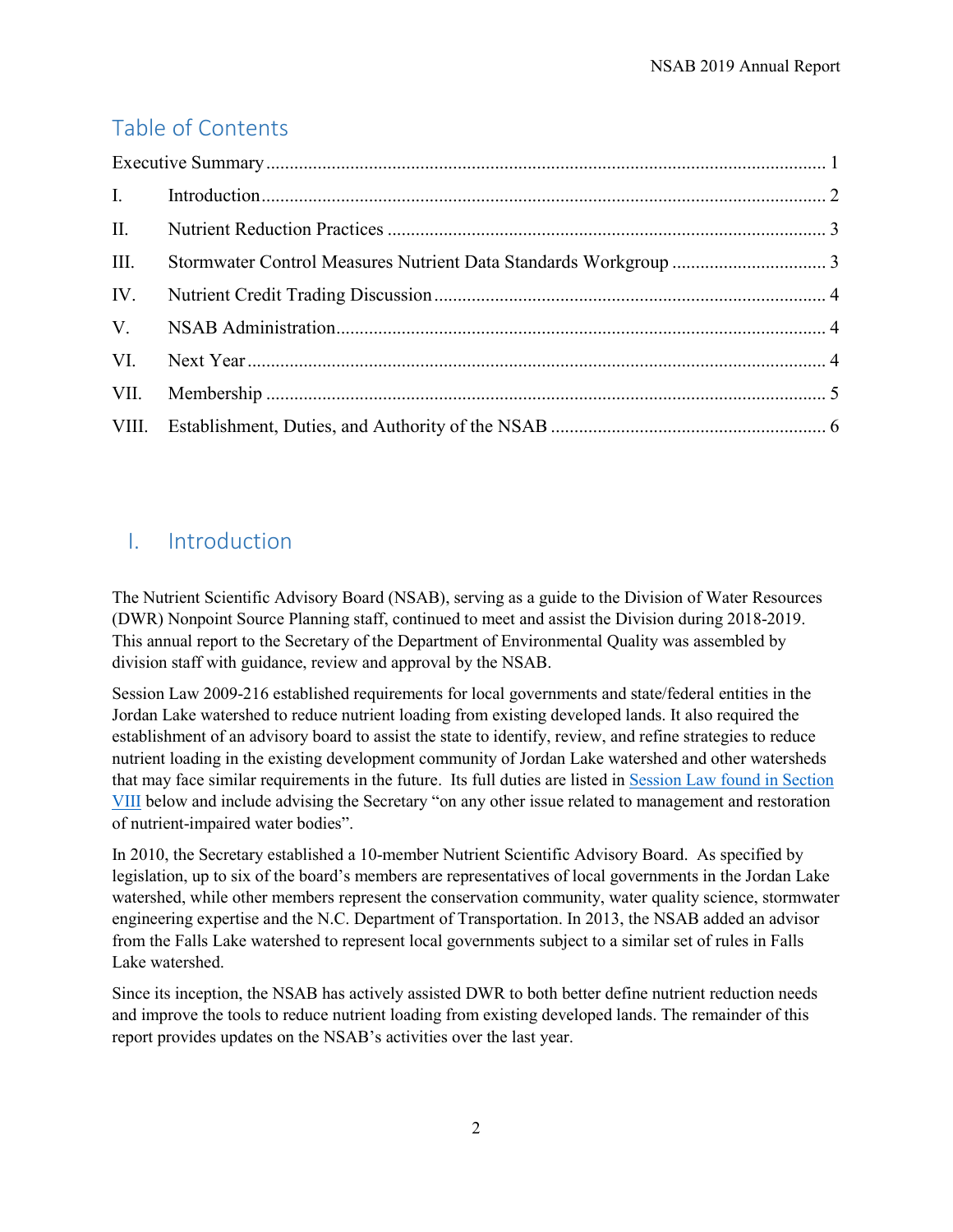## Table of Contents

Executive Summary ........................................................................................................... 1

I. Introduction ........................................................................................................... 2

II. Nutrient Reduction Practices ........................................................................................................... 3

III. Stormwater Control Measures Nutrient Data Standards Workgroup ........................................................................................................... 3

IV. Nutrient Credit Trading Discussion ........................................................................................................... 4

V. NSAB Administration ........................................................................................................... 4

VI. Next Year ........................................................................................................... 4

VII. Membership ........................................................................................................... 5

VIII. Establishment, Duties, and Authority of the NSAB ........................................................................................................... 6

## I. Introduction

The Nutrient Scientific Advisory Board (NSAB), serving as a guide to the Division of Water Resources (DWR) Nonpoint Source Planning staff, continued to meet and assist the Division during 2018-2019. This annual report to the Secretary of the Department of Environmental Quality was assembled by division staff with guidance, review and approval by the NSAB.

Session Law 2009-216 established requirements for local governments and state/federal entities in the Jordan Lake watershed to reduce nutrient loading from existing developed lands. It also required the establishment of an advisory board to assist the state to identify, review, and refine strategies to reduce nutrient loading in the existing development community of Jordan Lake watershed and other watersheds that may face similar requirements in the future. Its full duties are listed in Session Law found in Section VIII below and include advising the Secretary "on any other issue related to management and restoration of nutrient-impaired water bodies".

In 2010, the Secretary established a 10-member Nutrient Scientific Advisory Board. As specified by legislation, up to six of the board's members are representatives of local governments in the Jordan Lake watershed, while other members represent the conservation community, water quality science, stormwater engineering expertise and the N.C. Department of Transportation. In 2013, the NSAB added an advisor from the Falls Lake watershed to represent local governments subject to a similar set of rules in Falls Lake watershed.

Since its inception, the NSAB has actively assisted DWR to both better define nutrient reduction needs and improve the tools to reduce nutrient loading from existing developed lands. The remainder of this report provides updates on the NSAB's activities over the last year.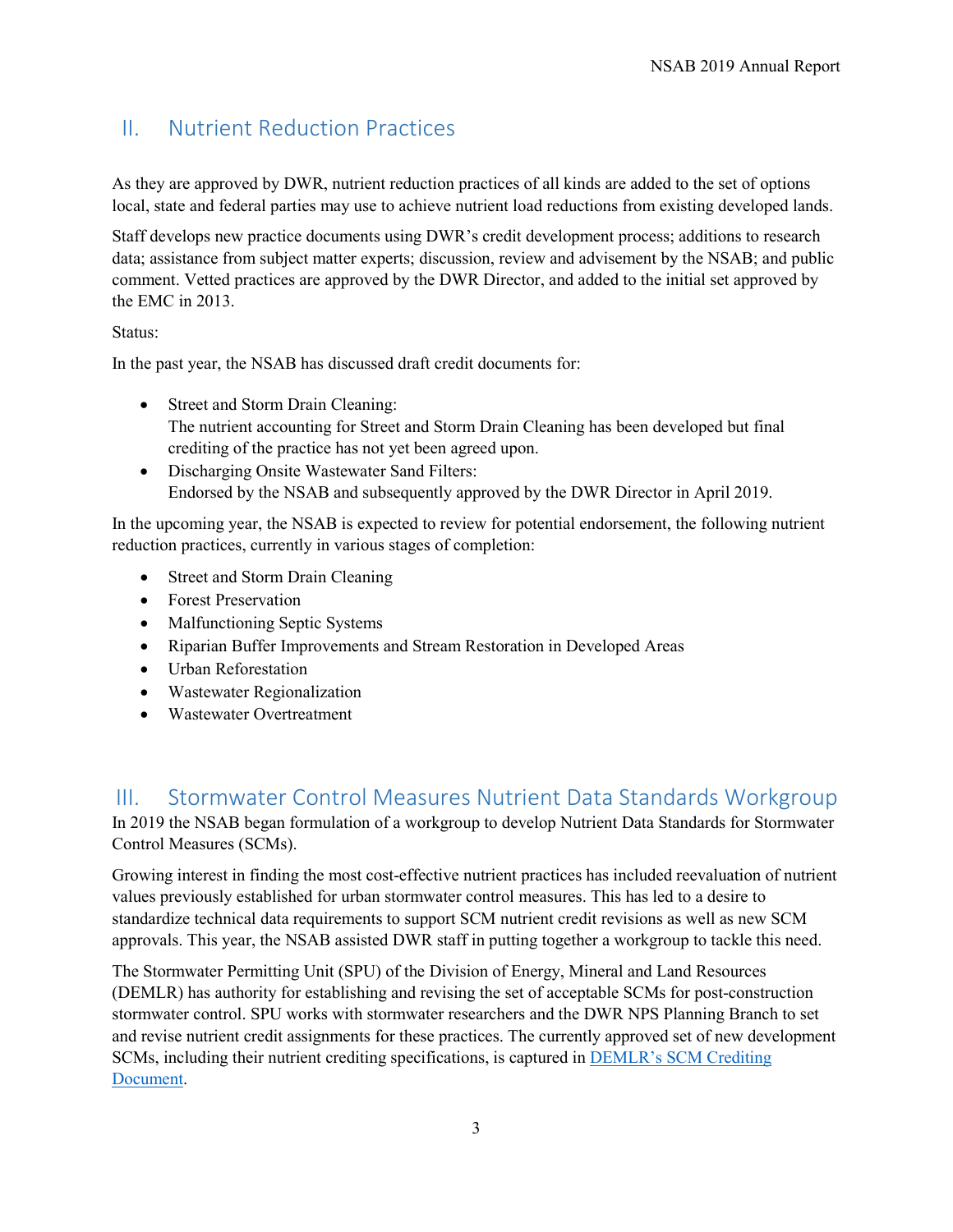## II. Nutrient Reduction Practices

As they are approved by DWR, nutrient reduction practices of all kinds are added to the set of options local, state and federal parties may use to achieve nutrient load reductions from existing developed lands.

Staff develops new practice documents using DWR's credit development process; additions to research data; assistance from subject matter experts; discussion, review and advisement by the NSAB; and public comment. Vetted practices are approved by the DWR Director, and added to the initial set approved by the EMC in 2013.

Status:

In the past year, the NSAB has discussed draft credit documents for:

- Street and Storm Drain Cleaning:
  The nutrient accounting for Street and Storm Drain Cleaning has been developed but final crediting of the practice has not yet been agreed upon.
- Discharging Onsite Wastewater Sand Filters:
  Endorsed by the NSAB and subsequently approved by the DWR Director in April 2019.

In the upcoming year, the NSAB is expected to review for potential endorsement, the following nutrient reduction practices, currently in various stages of completion:

- Street and Storm Drain Cleaning
- Forest Preservation
- Malfunctioning Septic Systems
- Riparian Buffer Improvements and Stream Restoration in Developed Areas
- Urban Reforestation
- Wastewater Regionalization
- Wastewater Overtreatment

## III. Stormwater Control Measures Nutrient Data Standards Workgroup

In 2019 the NSAB began formulation of a workgroup to develop Nutrient Data Standards for Stormwater Control Measures (SCMs).

Growing interest in finding the most cost-effective nutrient practices has included reevaluation of nutrient values previously established for urban stormwater control measures. This has led to a desire to standardize technical data requirements to support SCM nutrient credit revisions as well as new SCM approvals. This year, the NSAB assisted DWR staff in putting together a workgroup to tackle this need.

The Stormwater Permitting Unit (SPU) of the Division of Energy, Mineral and Land Resources (DEMLR) has authority for establishing and revising the set of acceptable SCMs for post-construction stormwater control. SPU works with stormwater researchers and the DWR NPS Planning Branch to set and revise nutrient credit assignments for these practices. The currently approved set of new development SCMs, including their nutrient crediting specifications, is captured in DEMLR's SCM Crediting Document.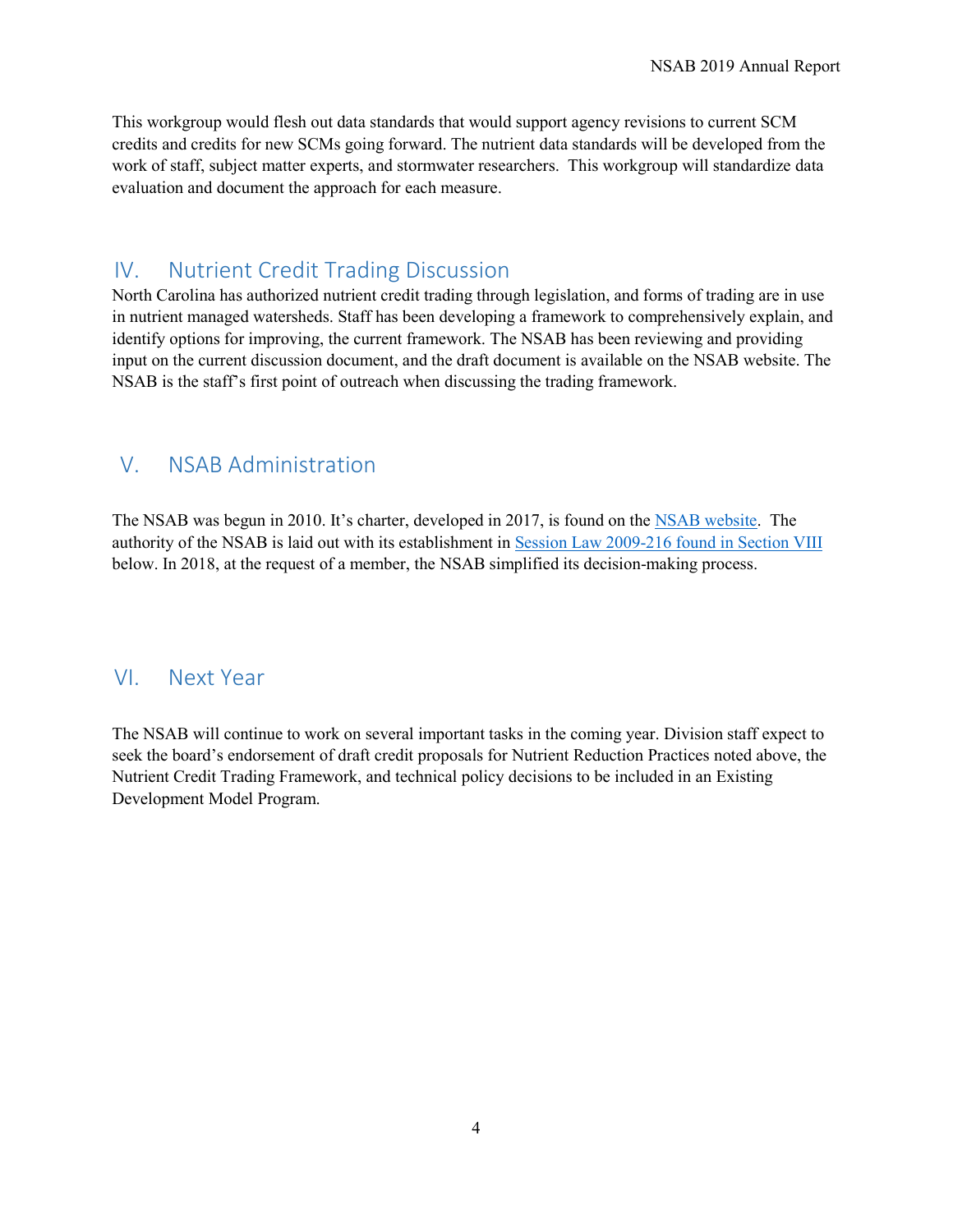This workgroup would flesh out data standards that would support agency revisions to current SCM credits and credits for new SCMs going forward. The nutrient data standards will be developed from the work of staff, subject matter experts, and stormwater researchers. This workgroup will standardize data evaluation and document the approach for each measure.

## IV. Nutrient Credit Trading Discussion

North Carolina has authorized nutrient credit trading through legislation, and forms of trading are in use in nutrient managed watersheds. Staff has been developing a framework to comprehensively explain, and identify options for improving, the current framework. The NSAB has been reviewing and providing input on the current discussion document, and the draft document is available on the NSAB website. The NSAB is the staff's first point of outreach when discussing the trading framework.

## V. NSAB Administration

The NSAB was begun in 2010. It's charter, developed in 2017, is found on the NSAB website. The authority of the NSAB is laid out with its establishment in Session Law 2009-216 found in Section VIII below. In 2018, at the request of a member, the NSAB simplified its decision-making process.

## VI. Next Year

The NSAB will continue to work on several important tasks in the coming year. Division staff expect to seek the board's endorsement of draft credit proposals for Nutrient Reduction Practices noted above, the Nutrient Credit Trading Framework, and technical policy decisions to be included in an Existing Development Model Program.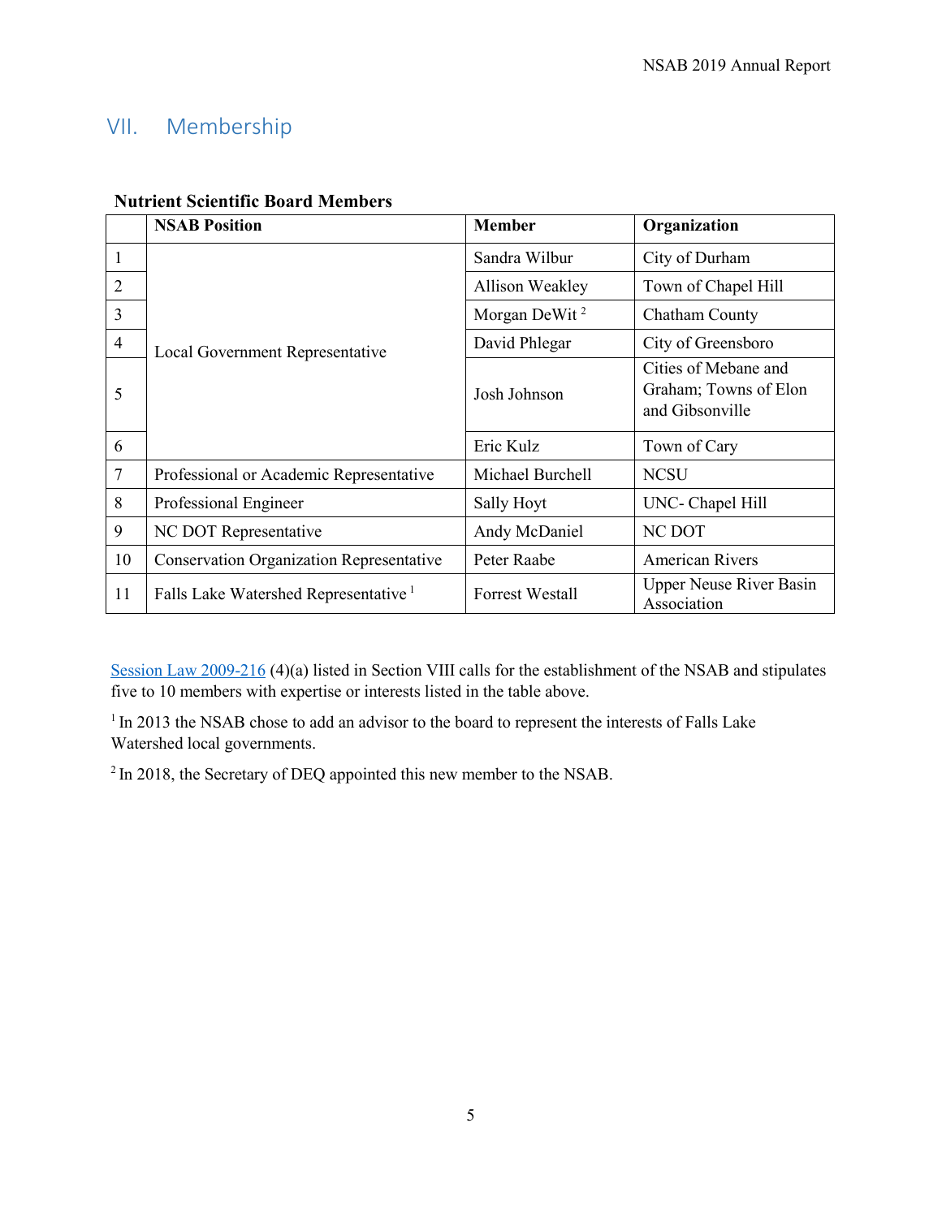## VII. Membership

**Nutrient Scientific Board Members**

| | NSAB Position | Member | Organization |
|---|---|---|---|
| 1 | Local Government Representative | Sandra Wilbur | City of Durham |
| 2 | | Allison Weakley | Town of Chapel Hill |
| 3 | | Morgan DeWit [2] | Chatham County |
| 4 | | David Phlegar | City of Greensboro |
| 5 | | Josh Johnson | Cities of Mebane and Graham; Towns of Elon and Gibsonville |
| 6 | | Eric Kulz | Town of Cary |
| 7 | Professional or Academic Representative | Michael Burchell | NCSU |
| 8 | Professional Engineer | Sally Hoyt | UNC- Chapel Hill |
| 9 | NC DOT Representative | Andy McDaniel | NC DOT |
| 10 | Conservation Organization Representative | Peter Raabe | American Rivers |
| 11 | Falls Lake Watershed Representative [1] | Forrest Westall | Upper Neuse River Basin Association |

Session Law 2009-216 (4)(a) listed in Section VIII calls for the establishment of the NSAB and stipulates five to 10 members with expertise or interests listed in the table above.

[1] In 2013 the NSAB chose to add an advisor to the board to represent the interests of Falls Lake Watershed local governments.

[2] In 2018, the Secretary of DEQ appointed this new member to the NSAB.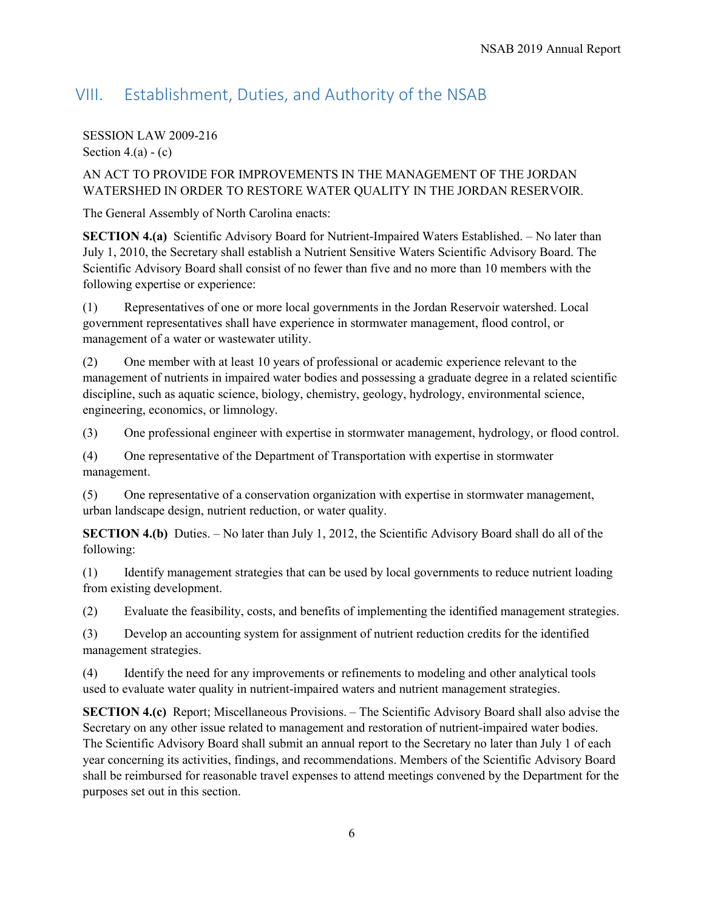## VIII. Establishment, Duties, and Authority of the NSAB

SESSION LAW 2009-216
Section 4.(a) - (c)

AN ACT TO PROVIDE FOR IMPROVEMENTS IN THE MANAGEMENT OF THE JORDAN WATERSHED IN ORDER TO RESTORE WATER QUALITY IN THE JORDAN RESERVOIR.

The General Assembly of North Carolina enacts:

**SECTION 4.(a)** Scientific Advisory Board for Nutrient-Impaired Waters Established. – No later than July 1, 2010, the Secretary shall establish a Nutrient Sensitive Waters Scientific Advisory Board. The Scientific Advisory Board shall consist of no fewer than five and no more than 10 members with the following expertise or experience:

(1) Representatives of one or more local governments in the Jordan Reservoir watershed. Local government representatives shall have experience in stormwater management, flood control, or management of a water or wastewater utility.

(2) One member with at least 10 years of professional or academic experience relevant to the management of nutrients in impaired water bodies and possessing a graduate degree in a related scientific discipline, such as aquatic science, biology, chemistry, geology, hydrology, environmental science, engineering, economics, or limnology.

(3) One professional engineer with expertise in stormwater management, hydrology, or flood control.

(4) One representative of the Department of Transportation with expertise in stormwater management.

(5) One representative of a conservation organization with expertise in stormwater management, urban landscape design, nutrient reduction, or water quality.

**SECTION 4.(b)** Duties. – No later than July 1, 2012, the Scientific Advisory Board shall do all of the following:

(1) Identify management strategies that can be used by local governments to reduce nutrient loading from existing development.

(2) Evaluate the feasibility, costs, and benefits of implementing the identified management strategies.

(3) Develop an accounting system for assignment of nutrient reduction credits for the identified management strategies.

(4) Identify the need for any improvements or refinements to modeling and other analytical tools used to evaluate water quality in nutrient-impaired waters and nutrient management strategies.

**SECTION 4.(c)** Report; Miscellaneous Provisions. – The Scientific Advisory Board shall also advise the Secretary on any other issue related to management and restoration of nutrient-impaired water bodies. The Scientific Advisory Board shall submit an annual report to the Secretary no later than July 1 of each year concerning its activities, findings, and recommendations. Members of the Scientific Advisory Board shall be reimbursed for reasonable travel expenses to attend meetings convened by the Department for the purposes set out in this section.